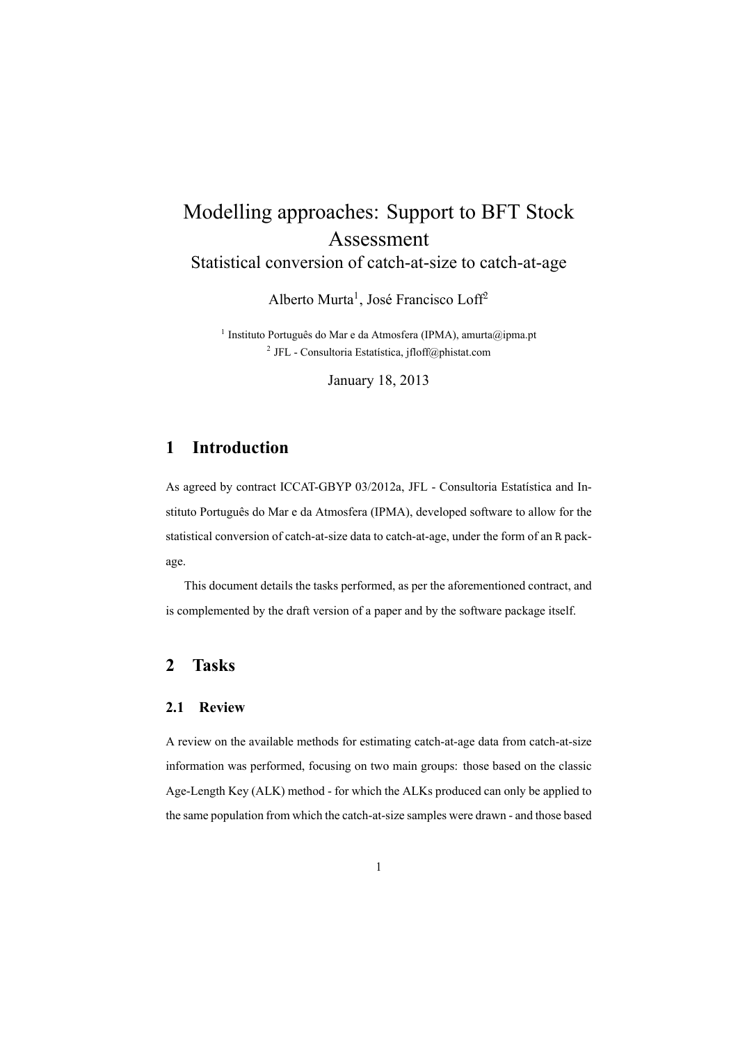# Modelling approaches: Support to BFT Stock Assessment

### Statistical conversion of catch-at-size to catch-at-age

Alberto Murta[1], José Francisco Loff[2]

[1] Instituto Português do Mar e da Atmosfera (IPMA), amurta@ipma.pt
[2] JFL - Consultoria Estatística, jfloff@phistat.com

January 18, 2013

## 1 Introduction

As agreed by contract ICCAT-GBYP 03/2012a, JFL - Consultoria Estatística and Instituto Português do Mar e da Atmosfera (IPMA), developed software to allow for the statistical conversion of catch-at-size data to catch-at-age, under the form of an `R` package.

This document details the tasks performed, as per the aforementioned contract, and is complemented by the draft version of a paper and by the software package itself.

## 2 Tasks

### 2.1 Review

A review on the available methods for estimating catch-at-age data from catch-at-size information was performed, focusing on two main groups: those based on the classic Age-Length Key (ALK) method - for which the ALKs produced can only be applied to the same population from which the catch-at-size samples were drawn - and those based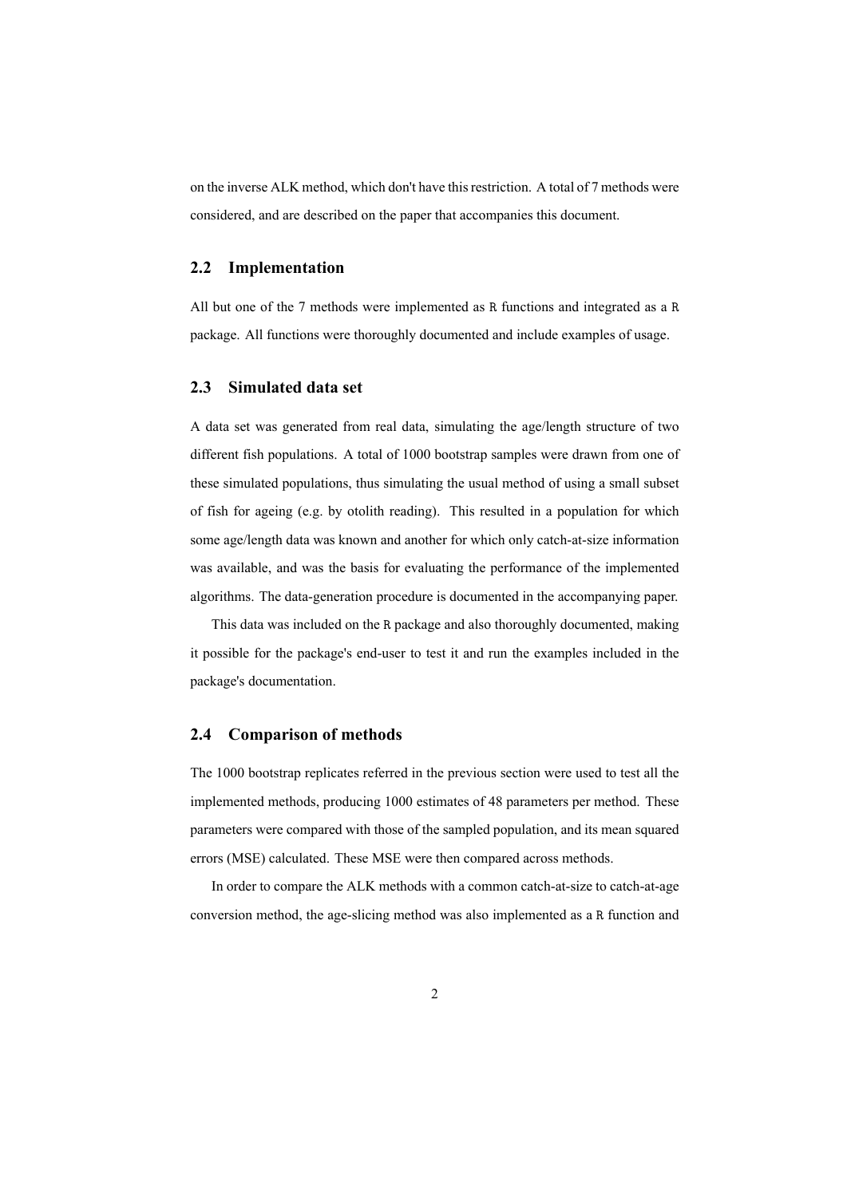on the inverse ALK method, which don't have this restriction. A total of 7 methods were considered, and are described on the paper that accompanies this document.

## 2.2 Implementation

All but one of the 7 methods were implemented as R functions and integrated as a R package. All functions were thoroughly documented and include examples of usage.

## 2.3 Simulated data set

A data set was generated from real data, simulating the age/length structure of two different fish populations. A total of 1000 bootstrap samples were drawn from one of these simulated populations, thus simulating the usual method of using a small subset of fish for ageing (e.g. by otolith reading). This resulted in a population for which some age/length data was known and another for which only catch-at-size information was available, and was the basis for evaluating the performance of the implemented algorithms. The data-generation procedure is documented in the accompanying paper.

This data was included on the R package and also thoroughly documented, making it possible for the package's end-user to test it and run the examples included in the package's documentation.

## 2.4 Comparison of methods

The 1000 bootstrap replicates referred in the previous section were used to test all the implemented methods, producing 1000 estimates of 48 parameters per method. These parameters were compared with those of the sampled population, and its mean squared errors (MSE) calculated. These MSE were then compared across methods.

In order to compare the ALK methods with a common catch-at-size to catch-at-age conversion method, the age-slicing method was also implemented as a R function and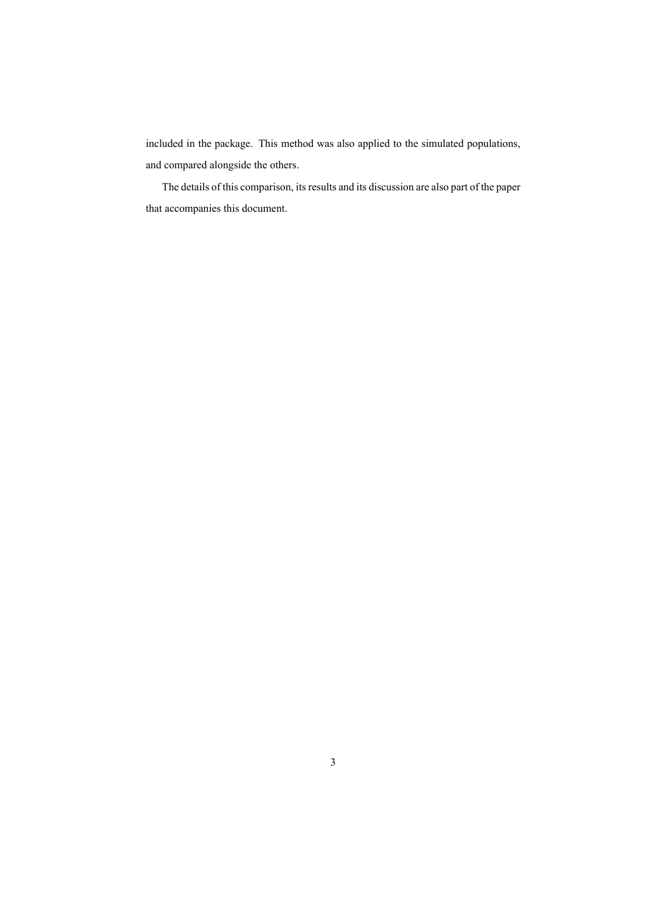included in the package. This method was also applied to the simulated populations, and compared alongside the others.

The details of this comparison, its results and its discussion are also part of the paper that accompanies this document.